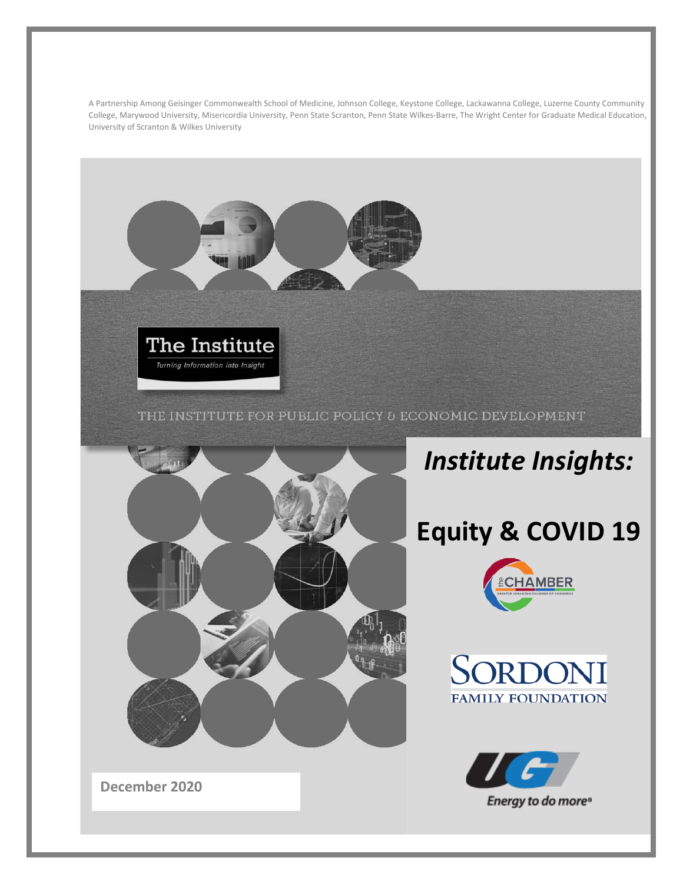A Partnership Among Geisinger Commonwealth School of Medicine, Johnson College, Keystone College, Lackawanna College, Luzerne County Community College, Marywood University, Misericordia University, Penn State Scranton, Penn State Wilkes-Barre, The Wright Center for Graduate Medical Education, University of Scranton & Wilkes University

The Institute

*Turning Information into Insight*

THE INSTITUTE FOR PUBLIC POLICY & ECONOMIC DEVELOPMENT

# *Institute Insights:*

# Equity & COVID 19

the CHAMBER

GREATER SCRANTON CHAMBER OF COMMERCE

SORDONI FAMILY FOUNDATION

UGI

*Energy to do more*®

**December 2020**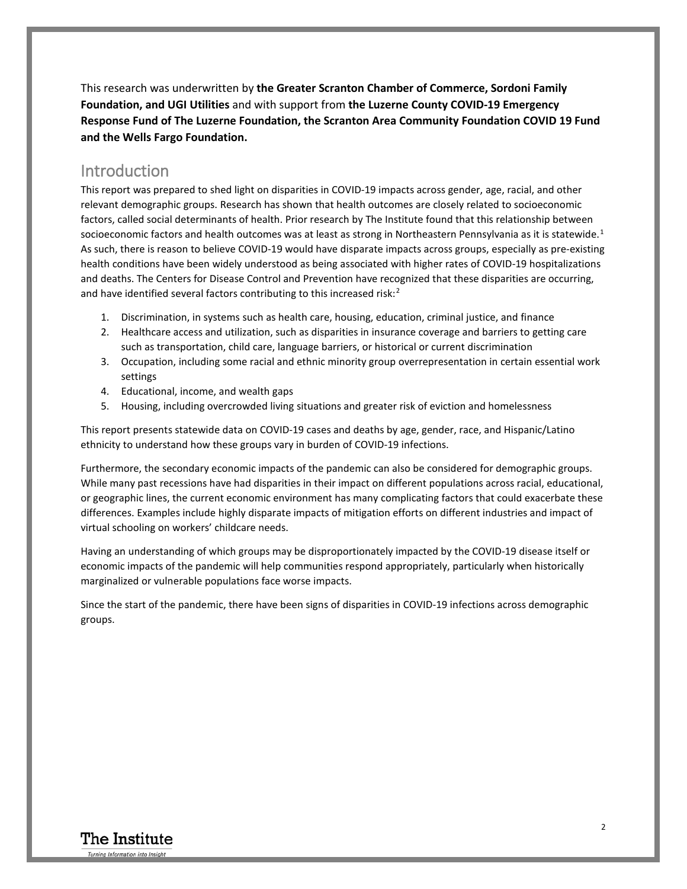This research was underwritten by **the Greater Scranton Chamber of Commerce, Sordoni Family Foundation, and UGI Utilities** and with support from **the Luzerne County COVID-19 Emergency Response Fund of The Luzerne Foundation, the Scranton Area Community Foundation COVID 19 Fund and the Wells Fargo Foundation.**

## Introduction

This report was prepared to shed light on disparities in COVID-19 impacts across gender, age, racial, and other relevant demographic groups. Research has shown that health outcomes are closely related to socioeconomic factors, called social determinants of health. Prior research by The Institute found that this relationship between socioeconomic factors and health outcomes was at least as strong in Northeastern Pennsylvania as it is statewide.[1] As such, there is reason to believe COVID-19 would have disparate impacts across groups, especially as pre-existing health conditions have been widely understood as being associated with higher rates of COVID-19 hospitalizations and deaths. The Centers for Disease Control and Prevention have recognized that these disparities are occurring, and have identified several factors contributing to this increased risk:[2]

1. Discrimination, in systems such as health care, housing, education, criminal justice, and finance
2. Healthcare access and utilization, such as disparities in insurance coverage and barriers to getting care such as transportation, child care, language barriers, or historical or current discrimination
3. Occupation, including some racial and ethnic minority group overrepresentation in certain essential work settings
4. Educational, income, and wealth gaps
5. Housing, including overcrowded living situations and greater risk of eviction and homelessness

This report presents statewide data on COVID-19 cases and deaths by age, gender, race, and Hispanic/Latino ethnicity to understand how these groups vary in burden of COVID-19 infections.

Furthermore, the secondary economic impacts of the pandemic can also be considered for demographic groups. While many past recessions have had disparities in their impact on different populations across racial, educational, or geographic lines, the current economic environment has many complicating factors that could exacerbate these differences. Examples include highly disparate impacts of mitigation efforts on different industries and impact of virtual schooling on workers' childcare needs.

Having an understanding of which groups may be disproportionately impacted by the COVID-19 disease itself or economic impacts of the pandemic will help communities respond appropriately, particularly when historically marginalized or vulnerable populations face worse impacts.

Since the start of the pandemic, there have been signs of disparities in COVID-19 infections across demographic groups.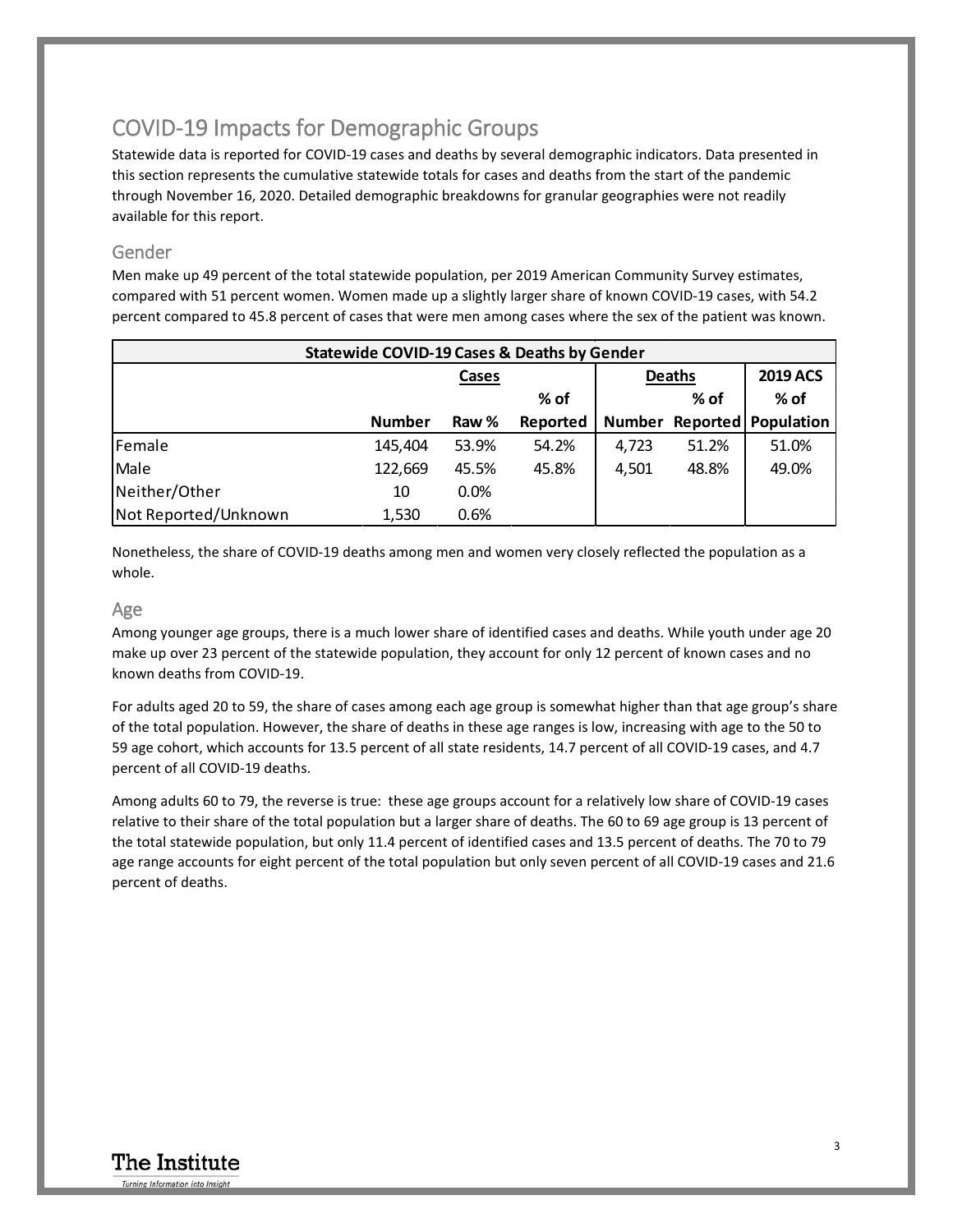## COVID-19 Impacts for Demographic Groups

Statewide data is reported for COVID-19 cases and deaths by several demographic indicators. Data presented in this section represents the cumulative statewide totals for cases and deaths from the start of the pandemic through November 16, 2020. Detailed demographic breakdowns for granular geographies were not readily available for this report.

### Gender

Men make up 49 percent of the total statewide population, per 2019 American Community Survey estimates, compared with 51 percent women. Women made up a slightly larger share of known COVID-19 cases, with 54.2 percent compared to 45.8 percent of cases that were men among cases where the sex of the patient was known.

| Statewide COVID-19 Cases & Deaths by Gender | | | | | | |
|---|---|---|---|---|---|---|
| | Cases | | | Deaths | | 2019 ACS |
| | Number | Raw % | % of Reported | Number | % of Reported | % of Population |
| Female | 145,404 | 53.9% | 54.2% | 4,723 | 51.2% | 51.0% |
| Male | 122,669 | 45.5% | 45.8% | 4,501 | 48.8% | 49.0% |
| Neither/Other | 10 | 0.0% | | | | |
| Not Reported/Unknown | 1,530 | 0.6% | | | | |

Nonetheless, the share of COVID-19 deaths among men and women very closely reflected the population as a whole.

### Age

Among younger age groups, there is a much lower share of identified cases and deaths. While youth under age 20 make up over 23 percent of the statewide population, they account for only 12 percent of known cases and no known deaths from COVID-19.

For adults aged 20 to 59, the share of cases among each age group is somewhat higher than that age group's share of the total population. However, the share of deaths in these age ranges is low, increasing with age to the 50 to 59 age cohort, which accounts for 13.5 percent of all state residents, 14.7 percent of all COVID-19 cases, and 4.7 percent of all COVID-19 deaths.

Among adults 60 to 79, the reverse is true: these age groups account for a relatively low share of COVID-19 cases relative to their share of the total population but a larger share of deaths. The 60 to 69 age group is 13 percent of the total statewide population, but only 11.4 percent of identified cases and 13.5 percent of deaths. The 70 to 79 age range accounts for eight percent of the total population but only seven percent of all COVID-19 cases and 21.6 percent of deaths.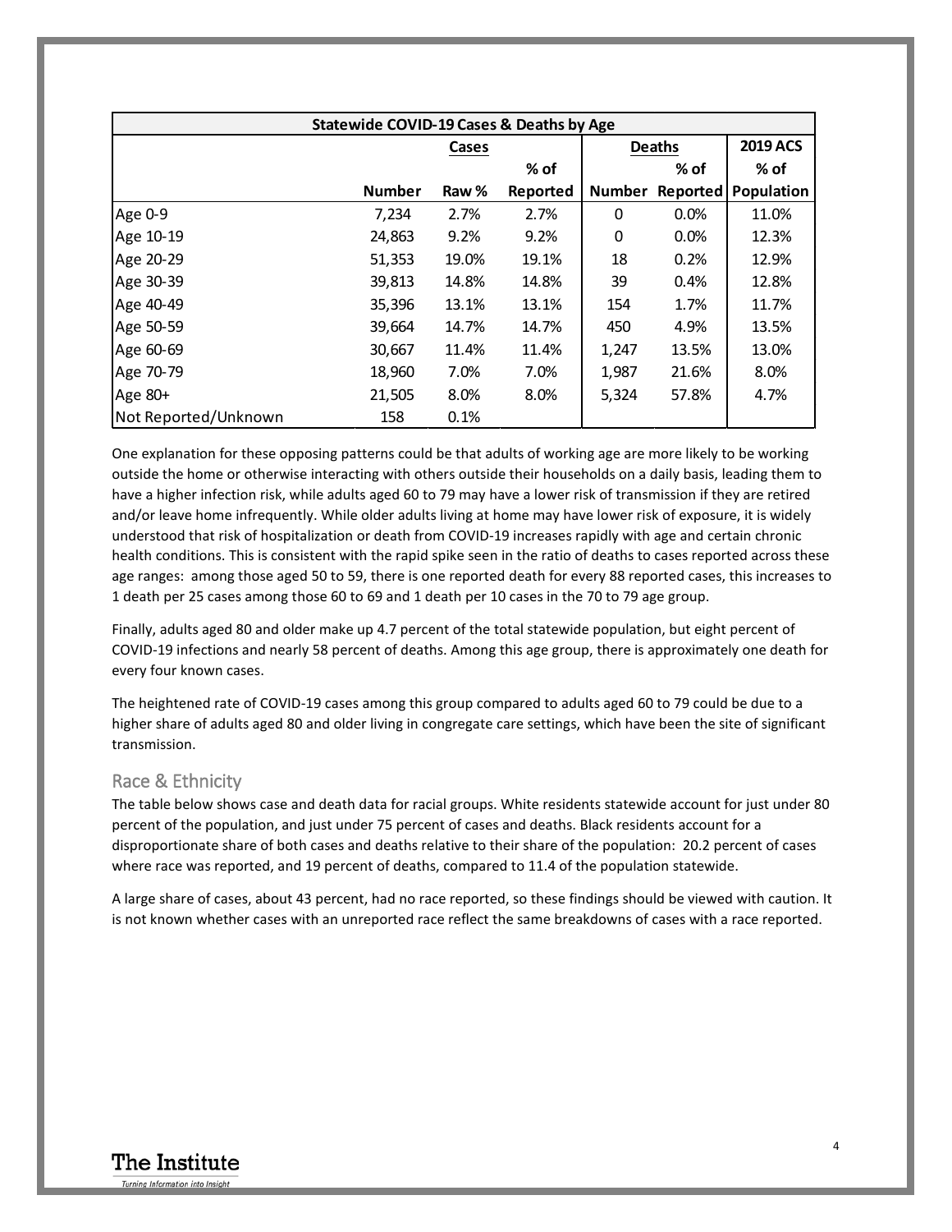| Statewide COVID-19 Cases & Deaths by Age | | | | | | |
|---|---|---|---|---|---|---|
| | Cases | | | Deaths | | 2019 ACS |
| | | | % of | | % of | % of |
| | Number | Raw % | Reported | Number | Reported | Population |
| Age 0-9 | 7,234 | 2.7% | 2.7% | 0 | 0.0% | 11.0% |
| Age 10-19 | 24,863 | 9.2% | 9.2% | 0 | 0.0% | 12.3% |
| Age 20-29 | 51,353 | 19.0% | 19.1% | 18 | 0.2% | 12.9% |
| Age 30-39 | 39,813 | 14.8% | 14.8% | 39 | 0.4% | 12.8% |
| Age 40-49 | 35,396 | 13.1% | 13.1% | 154 | 1.7% | 11.7% |
| Age 50-59 | 39,664 | 14.7% | 14.7% | 450 | 4.9% | 13.5% |
| Age 60-69 | 30,667 | 11.4% | 11.4% | 1,247 | 13.5% | 13.0% |
| Age 70-79 | 18,960 | 7.0% | 7.0% | 1,987 | 21.6% | 8.0% |
| Age 80+ | 21,505 | 8.0% | 8.0% | 5,324 | 57.8% | 4.7% |
| Not Reported/Unknown | 158 | 0.1% | | | | |

One explanation for these opposing patterns could be that adults of working age are more likely to be working outside the home or otherwise interacting with others outside their households on a daily basis, leading them to have a higher infection risk, while adults aged 60 to 79 may have a lower risk of transmission if they are retired and/or leave home infrequently. While older adults living at home may have lower risk of exposure, it is widely understood that risk of hospitalization or death from COVID-19 increases rapidly with age and certain chronic health conditions. This is consistent with the rapid spike seen in the ratio of deaths to cases reported across these age ranges: among those aged 50 to 59, there is one reported death for every 88 reported cases, this increases to 1 death per 25 cases among those 60 to 69 and 1 death per 10 cases in the 70 to 79 age group.

Finally, adults aged 80 and older make up 4.7 percent of the total statewide population, but eight percent of COVID-19 infections and nearly 58 percent of deaths. Among this age group, there is approximately one death for every four known cases.

The heightened rate of COVID-19 cases among this group compared to adults aged 60 to 79 could be due to a higher share of adults aged 80 and older living in congregate care settings, which have been the site of significant transmission.

## Race & Ethnicity

The table below shows case and death data for racial groups. White residents statewide account for just under 80 percent of the population, and just under 75 percent of cases and deaths. Black residents account for a disproportionate share of both cases and deaths relative to their share of the population: 20.2 percent of cases where race was reported, and 19 percent of deaths, compared to 11.4 of the population statewide.

A large share of cases, about 43 percent, had no race reported, so these findings should be viewed with caution. It is not known whether cases with an unreported race reflect the same breakdowns of cases with a race reported.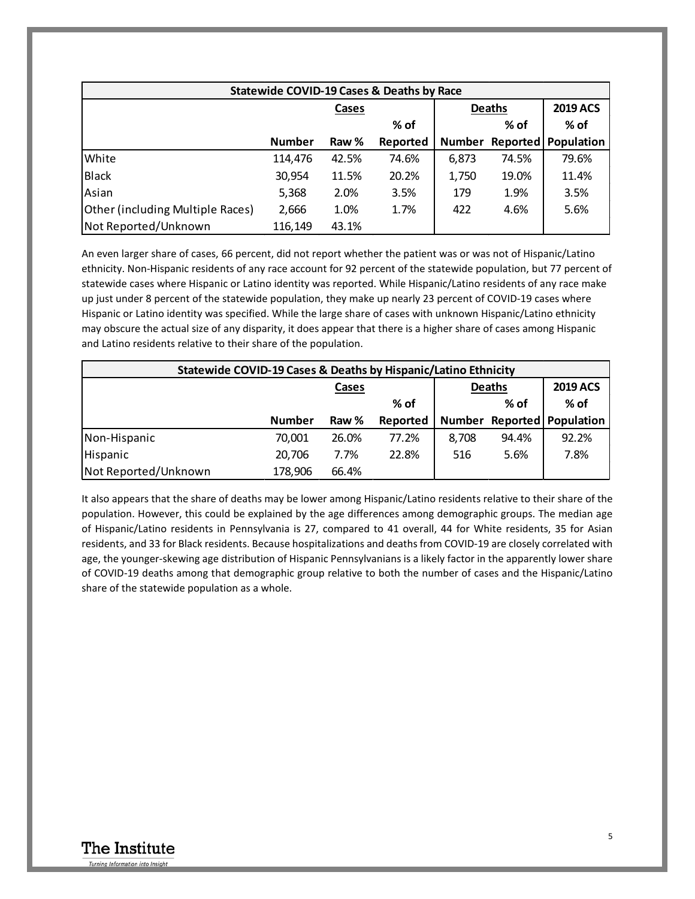| Statewide COVID-19 Cases & Deaths by Race | | | | | | |
|---|---|---|---|---|---|---|
| | Cases | | | Deaths | | 2019 ACS |
| | Number | Raw % | % of Reported | Number | % of Reported | % of Population |
| White | 114,476 | 42.5% | 74.6% | 6,873 | 74.5% | 79.6% |
| Black | 30,954 | 11.5% | 20.2% | 1,750 | 19.0% | 11.4% |
| Asian | 5,368 | 2.0% | 3.5% | 179 | 1.9% | 3.5% |
| Other (including Multiple Races) | 2,666 | 1.0% | 1.7% | 422 | 4.6% | 5.6% |
| Not Reported/Unknown | 116,149 | 43.1% | | | | |

An even larger share of cases, 66 percent, did not report whether the patient was or was not of Hispanic/Latino ethnicity. Non-Hispanic residents of any race account for 92 percent of the statewide population, but 77 percent of statewide cases where Hispanic or Latino identity was reported. While Hispanic/Latino residents of any race make up just under 8 percent of the statewide population, they make up nearly 23 percent of COVID-19 cases where Hispanic or Latino identity was specified. While the large share of cases with unknown Hispanic/Latino ethnicity may obscure the actual size of any disparity, it does appear that there is a higher share of cases among Hispanic and Latino residents relative to their share of the population.

| Statewide COVID-19 Cases & Deaths by Hispanic/Latino Ethnicity | | | | | | |
|---|---|---|---|---|---|---|
| | Cases | | | Deaths | | 2019 ACS |
| | Number | Raw % | % of Reported | Number | % of Reported | % of Population |
| Non-Hispanic | 70,001 | 26.0% | 77.2% | 8,708 | 94.4% | 92.2% |
| Hispanic | 20,706 | 7.7% | 22.8% | 516 | 5.6% | 7.8% |
| Not Reported/Unknown | 178,906 | 66.4% | | | | |

It also appears that the share of deaths may be lower among Hispanic/Latino residents relative to their share of the population. However, this could be explained by the age differences among demographic groups. The median age of Hispanic/Latino residents in Pennsylvania is 27, compared to 41 overall, 44 for White residents, 35 for Asian residents, and 33 for Black residents. Because hospitalizations and deaths from COVID-19 are closely correlated with age, the younger-skewing age distribution of Hispanic Pennsylvanians is a likely factor in the apparently lower share of COVID-19 deaths among that demographic group relative to both the number of cases and the Hispanic/Latino share of the statewide population as a whole.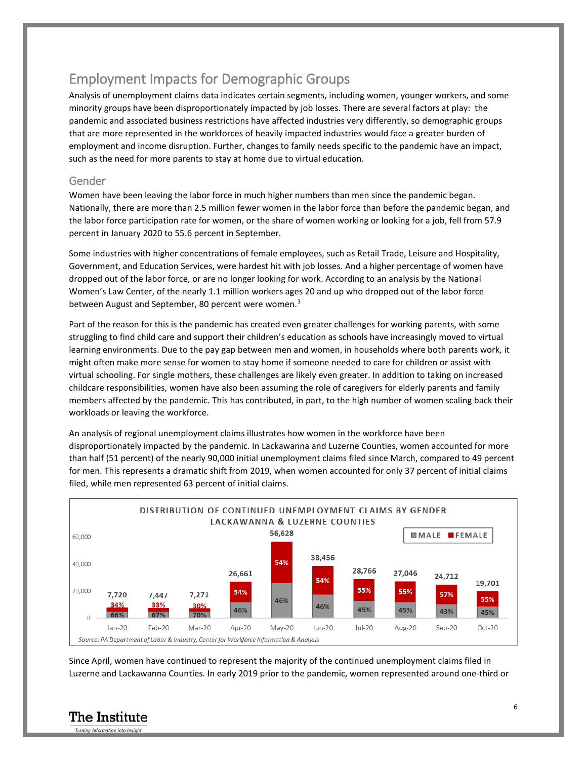## Employment Impacts for Demographic Groups

Analysis of unemployment claims data indicates certain segments, including women, younger workers, and some minority groups have been disproportionately impacted by job losses. There are several factors at play: the pandemic and associated business restrictions have affected industries very differently, so demographic groups that are more represented in the workforces of heavily impacted industries would face a greater burden of employment and income disruption. Further, changes to family needs specific to the pandemic have an impact, such as the need for more parents to stay at home due to virtual education.

### Gender

Women have been leaving the labor force in much higher numbers than men since the pandemic began. Nationally, there are more than 2.5 million fewer women in the labor force than before the pandemic began, and the labor force participation rate for women, or the share of women working or looking for a job, fell from 57.9 percent in January 2020 to 55.6 percent in September.

Some industries with higher concentrations of female employees, such as Retail Trade, Leisure and Hospitality, Government, and Education Services, were hardest hit with job losses. And a higher percentage of women have dropped out of the labor force, or are no longer looking for work. According to an analysis by the National Women's Law Center, of the nearly 1.1 million workers ages 20 and up who dropped out of the labor force between August and September, 80 percent were women.[3]

Part of the reason for this is the pandemic has created even greater challenges for working parents, with some struggling to find child care and support their children's education as schools have increasingly moved to virtual learning environments. Due to the pay gap between men and women, in households where both parents work, it might often make more sense for women to stay home if someone needed to care for children or assist with virtual schooling. For single mothers, these challenges are likely even greater. In addition to taking on increased childcare responsibilities, women have also been assuming the role of caregivers for elderly parents and family members affected by the pandemic. This has contributed, in part, to the high number of women scaling back their workloads or leaving the workforce.

An analysis of regional unemployment claims illustrates how women in the workforce have been disproportionately impacted by the pandemic. In Lackawanna and Luzerne Counties, women accounted for more than half (51 percent) of the nearly 90,000 initial unemployment claims filed since March, compared to 49 percent for men. This represents a dramatic shift from 2019, when women accounted for only 37 percent of initial claims filed, while men represented 63 percent of initial claims.

**DISTRIBUTION OF CONTINUED UNEMPLOYMENT CLAIMS BY GENDER LACKAWANNA & LUZERNE COUNTIES**

| Month | Total Claims | Male | Female |
|---|---|---|---|
| Jan-20 | 7,720 | 66% | 34% |
| Feb-20 | 7,447 | 67% | 33% |
| Mar-20 | 7,271 | 70% | 30% |
| Apr-20 | 26,661 | 46% | 54% |
| May-20 | 56,628 | 46% | 54% |
| Jun-20 | 38,456 | 46% | 54% |
| Jul-20 | 28,766 | 45% | 55% |
| Aug-20 | 27,046 | 45% | 55% |
| Sep-20 | 24,712 | 43% | 57% |
| Oct-20 | 19,701 | 45% | 55% |

*Source: PA Department of Labor & Industry, Center for Workforce Information & Analysis*

Since April, women have continued to represent the majority of the continued unemployment claims filed in Luzerne and Lackawanna Counties. In early 2019 prior to the pandemic, women represented around one-third or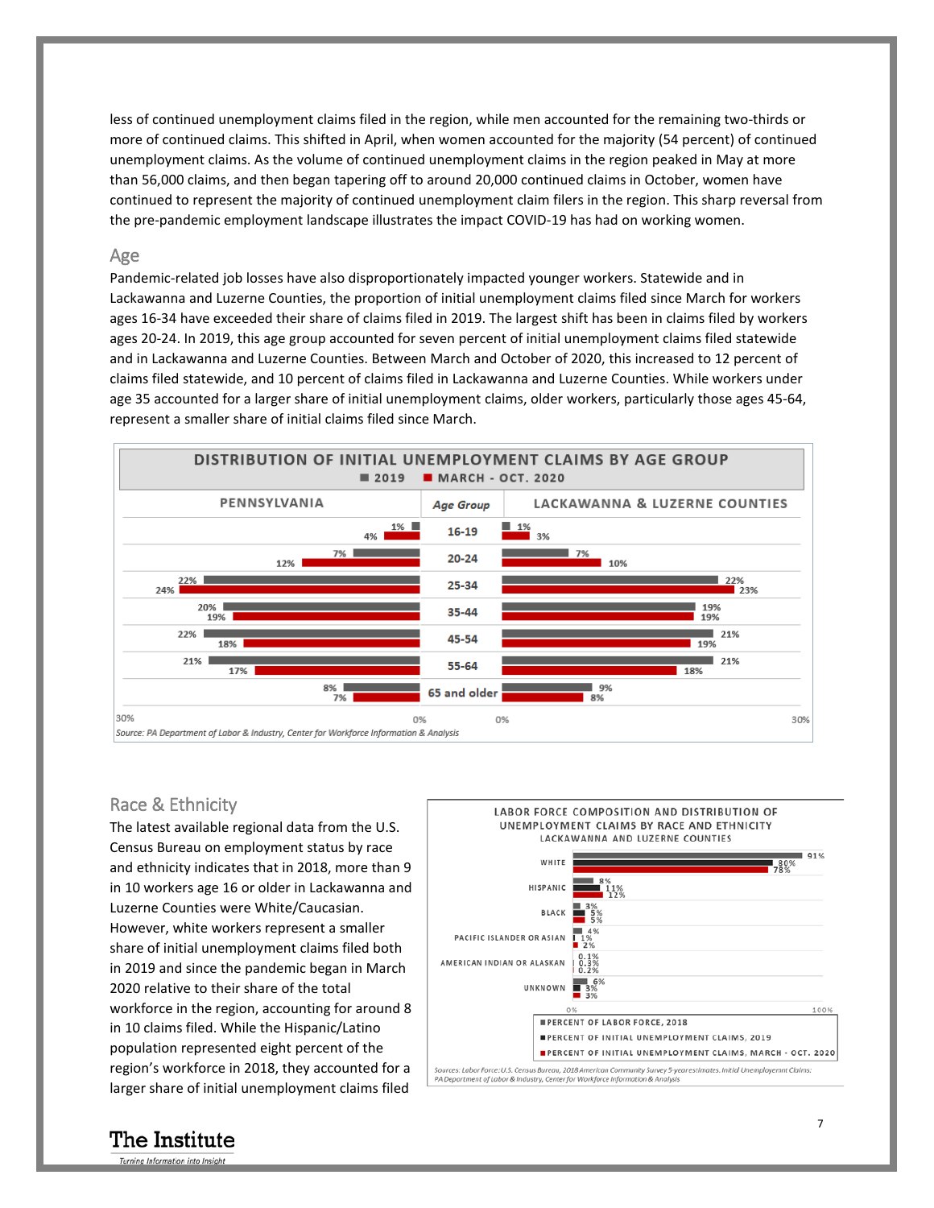less of continued unemployment claims filed in the region, while men accounted for the remaining two-thirds or more of continued claims. This shifted in April, when women accounted for the majority (54 percent) of continued unemployment claims. As the volume of continued unemployment claims in the region peaked in May at more than 56,000 claims, and then began tapering off to around 20,000 continued claims in October, women have continued to represent the majority of continued unemployment claim filers in the region. This sharp reversal from the pre-pandemic employment landscape illustrates the impact COVID-19 has had on working women.

## Age

Pandemic-related job losses have also disproportionately impacted younger workers. Statewide and in Lackawanna and Luzerne Counties, the proportion of initial unemployment claims filed since March for workers ages 16-34 have exceeded their share of claims filed in 2019. The largest shift has been in claims filed by workers ages 20-24. In 2019, this age group accounted for seven percent of initial unemployment claims filed statewide and in Lackawanna and Luzerne Counties. Between March and October of 2020, this increased to 12 percent of claims filed statewide, and 10 percent of claims filed in Lackawanna and Luzerne Counties. While workers under age 35 accounted for a larger share of initial unemployment claims, older workers, particularly those ages 45-64, represent a smaller share of initial claims filed since March.

**DISTRIBUTION OF INITIAL UNEMPLOYMENT CLAIMS BY AGE GROUP**

| Age Group | Pennsylvania 2019 | Pennsylvania March - Oct. 2020 | Lackawanna & Luzerne Counties 2019 | Lackawanna & Luzerne Counties March - Oct. 2020 |
|---|---|---|---|---|
| 16-19 | 1% | 4% | 1% | 3% |
| 20-24 | 7% | 12% | 7% | 10% |
| 25-34 | 22% | 24% | 22% | 23% |
| 35-44 | 20% | 19% | 19% | 19% |
| 45-54 | 22% | 18% | 21% | 19% |
| 55-64 | 21% | 17% | 21% | 18% |
| 65 and older | 8% | 7% | 9% | 8% |

*Source: PA Department of Labor & Industry, Center for Workforce Information & Analysis*

## Race & Ethnicity

The latest available regional data from the U.S. Census Bureau on employment status by race and ethnicity indicates that in 2018, more than 9 in 10 workers age 16 or older in Lackawanna and Luzerne Counties were White/Caucasian. However, white workers represent a smaller share of initial unemployment claims filed both in 2019 and since the pandemic began in March 2020 relative to their share of the total workforce in the region, accounting for around 8 in 10 claims filed. While the Hispanic/Latino population represented eight percent of the region's workforce in 2018, they accounted for a larger share of initial unemployment claims filed

**LABOR FORCE COMPOSITION AND DISTRIBUTION OF UNEMPLOYMENT CLAIMS BY RACE AND ETHNICITY**
**LACKAWANNA AND LUZERNE COUNTIES**

| Race/Ethnicity | Percent of Labor Force, 2018 | Percent of Initial Unemployment Claims, 2019 | Percent of Initial Unemployment Claims, March - Oct. 2020 |
|---|---|---|---|
| White | 91% | 80% | 78% |
| Hispanic | 8% | 11% | 12% |
| Black | 3% | 5% | 5% |
| Pacific Islander or Asian | 4% | 1% | 2% |
| American Indian or Alaskan | 0.1% | 0.3% | 0.2% |
| Unknown | 6% | 3% | 3% |

*Sources: Labor Force: U.S. Census Bureau, 2018 American Community Survey 5-years estimates. Initial Unemployment Claims: PA Department of Labor & Industry, Center for Workforce Information & Analysis*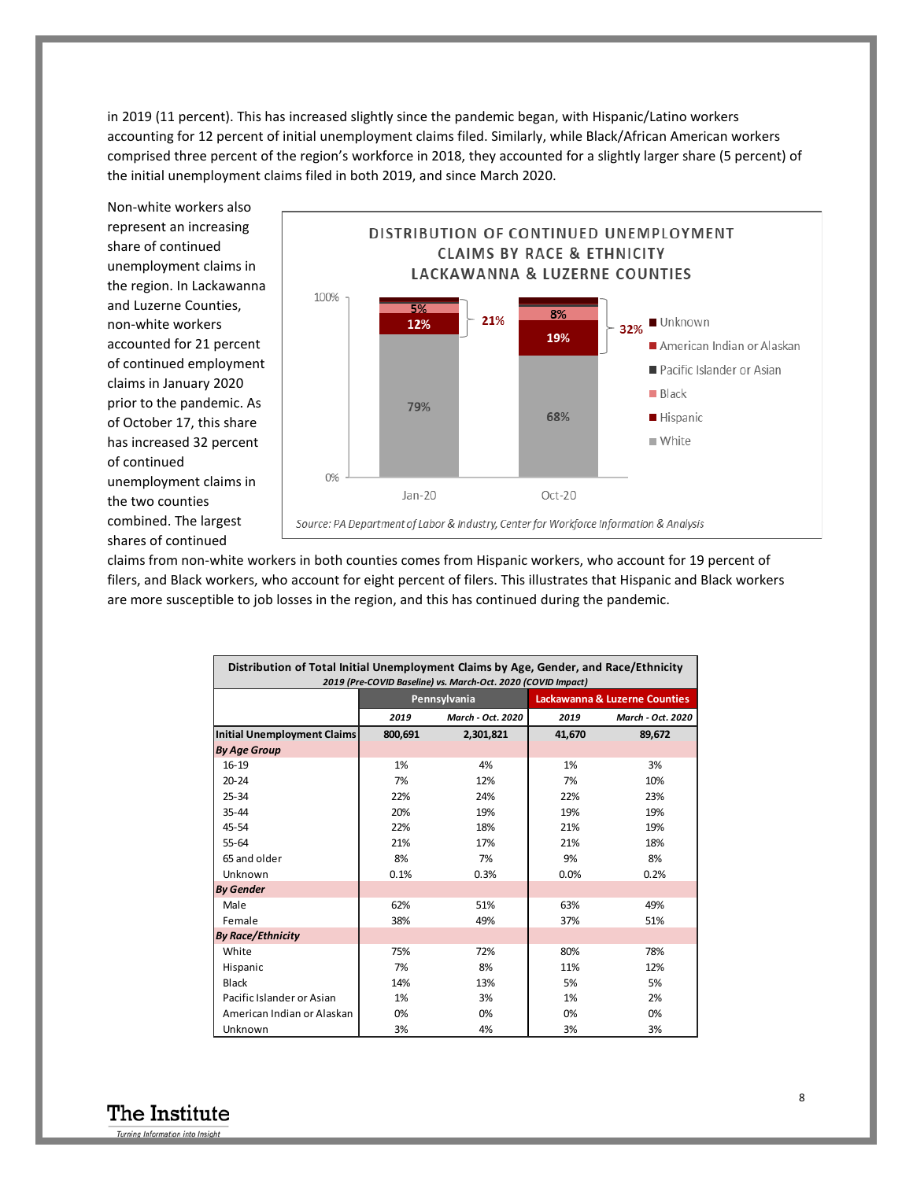in 2019 (11 percent). This has increased slightly since the pandemic began, with Hispanic/Latino workers accounting for 12 percent of initial unemployment claims filed. Similarly, while Black/African American workers comprised three percent of the region's workforce in 2018, they accounted for a slightly larger share (5 percent) of the initial unemployment claims filed in both 2019, and since March 2020.

Non-white workers also represent an increasing share of continued unemployment claims in the region. In Lackawanna and Luzerne Counties, non-white workers accounted for 21 percent of continued employment claims in January 2020 prior to the pandemic. As of October 17, this share has increased 32 percent of continued unemployment claims in the two counties combined. The largest shares of continued claims from non-white workers in both counties comes from Hispanic workers, who account for 19 percent of filers, and Black workers, who account for eight percent of filers. This illustrates that Hispanic and Black workers are more susceptible to job losses in the region, and this has continued during the pandemic.

**DISTRIBUTION OF CONTINUED UNEMPLOYMENT CLAIMS BY RACE & ETHNICITY LACKAWANNA & LUZERNE COUNTIES**

| | Jan-20 | Oct-20 |
|---|---|---|
| White | 79% | 68% |
| Hispanic | 12% | 19% |
| Black | 5% | 8% |
| Non-white total | 21% | 32% |

Source: PA Department of Labor & Industry, Center for Workforce Information & Analysis

| Distribution of Total Initial Unemployment Claims by Age, Gender, and Race/Ethnicity *2019 (Pre-COVID Baseline) vs. March-Oct. 2020 (COVID Impact)* | Pennsylvania | | Lackawanna & Luzerne Counties | |
|---|---|---|---|---|
| | *2019* | *March - Oct. 2020* | *2019* | *March - Oct. 2020* |
| **Initial Unemployment Claims** | **800,691** | **2,301,821** | **41,670** | **89,672** |
| ***By Age Group*** | | | | |
| 16-19 | 1% | 4% | 1% | 3% |
| 20-24 | 7% | 12% | 7% | 10% |
| 25-34 | 22% | 24% | 22% | 23% |
| 35-44 | 20% | 19% | 19% | 19% |
| 45-54 | 22% | 18% | 21% | 19% |
| 55-64 | 21% | 17% | 21% | 18% |
| 65 and older | 8% | 7% | 9% | 8% |
| Unknown | 0.1% | 0.3% | 0.0% | 0.2% |
| ***By Gender*** | | | | |
| Male | 62% | 51% | 63% | 49% |
| Female | 38% | 49% | 37% | 51% |
| ***By Race/Ethnicity*** | | | | |
| White | 75% | 72% | 80% | 78% |
| Hispanic | 7% | 8% | 11% | 12% |
| Black | 14% | 13% | 5% | 5% |
| Pacific Islander or Asian | 1% | 3% | 1% | 2% |
| American Indian or Alaskan | 0% | 0% | 0% | 0% |
| Unknown | 3% | 4% | 3% | 3% |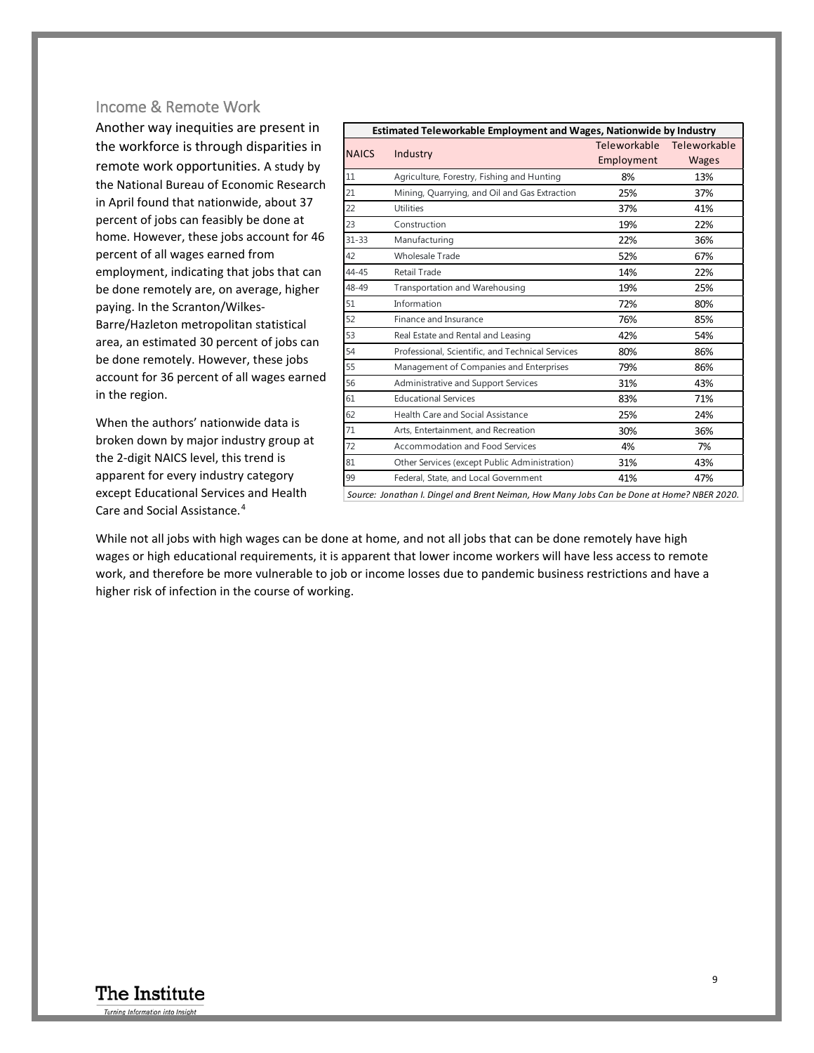## Income & Remote Work

Another way inequities are present in the workforce is through disparities in remote work opportunities. A study by the National Bureau of Economic Research in April found that nationwide, about 37 percent of jobs can feasibly be done at home. However, these jobs account for 46 percent of all wages earned from employment, indicating that jobs that can be done remotely are, on average, higher paying. In the Scranton/Wilkes-Barre/Hazleton metropolitan statistical area, an estimated 30 percent of jobs can be done remotely. However, these jobs account for 36 percent of all wages earned in the region.

When the authors' nationwide data is broken down by major industry group at the 2-digit NAICS level, this trend is apparent for every industry category except Educational Services and Health Care and Social Assistance.[4]

**Estimated Teleworkable Employment and Wages, Nationwide by Industry**

| NAICS | Industry | Teleworkable Employment | Teleworkable Wages |
|---|---|---|---|
| 11 | Agriculture, Forestry, Fishing and Hunting | 8% | 13% |
| 21 | Mining, Quarrying, and Oil and Gas Extraction | 25% | 37% |
| 22 | Utilities | 37% | 41% |
| 23 | Construction | 19% | 22% |
| 31-33 | Manufacturing | 22% | 36% |
| 42 | Wholesale Trade | 52% | 67% |
| 44-45 | Retail Trade | 14% | 22% |
| 48-49 | Transportation and Warehousing | 19% | 25% |
| 51 | Information | 72% | 80% |
| 52 | Finance and Insurance | 76% | 85% |
| 53 | Real Estate and Rental and Leasing | 42% | 54% |
| 54 | Professional, Scientific, and Technical Services | 80% | 86% |
| 55 | Management of Companies and Enterprises | 79% | 86% |
| 56 | Administrative and Support Services | 31% | 43% |
| 61 | Educational Services | 83% | 71% |
| 62 | Health Care and Social Assistance | 25% | 24% |
| 71 | Arts, Entertainment, and Recreation | 30% | 36% |
| 72 | Accommodation and Food Services | 4% | 7% |
| 81 | Other Services (except Public Administration) | 31% | 43% |
| 99 | Federal, State, and Local Government | 41% | 47% |

*Source: Jonathan I. Dingel and Brent Neiman, How Many Jobs Can be Done at Home? NBER 2020.*

While not all jobs with high wages can be done at home, and not all jobs that can be done remotely have high wages or high educational requirements, it is apparent that lower income workers will have less access to remote work, and therefore be more vulnerable to job or income losses due to pandemic business restrictions and have a higher risk of infection in the course of working.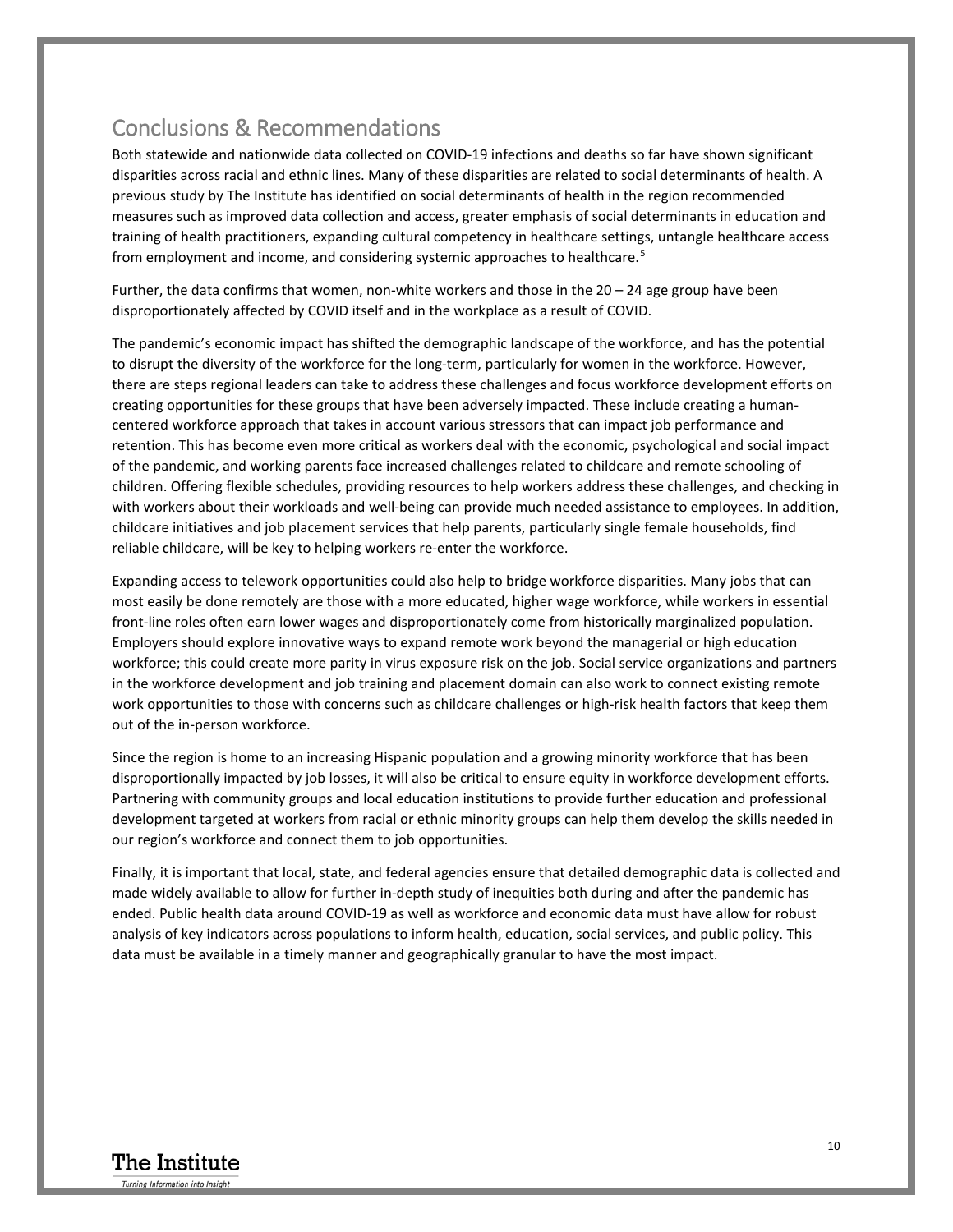## Conclusions & Recommendations

Both statewide and nationwide data collected on COVID-19 infections and deaths so far have shown significant disparities across racial and ethnic lines. Many of these disparities are related to social determinants of health. A previous study by The Institute has identified on social determinants of health in the region recommended measures such as improved data collection and access, greater emphasis of social determinants in education and training of health practitioners, expanding cultural competency in healthcare settings, untangle healthcare access from employment and income, and considering systemic approaches to healthcare.[5]

Further, the data confirms that women, non-white workers and those in the 20 – 24 age group have been disproportionately affected by COVID itself and in the workplace as a result of COVID.

The pandemic's economic impact has shifted the demographic landscape of the workforce, and has the potential to disrupt the diversity of the workforce for the long-term, particularly for women in the workforce. However, there are steps regional leaders can take to address these challenges and focus workforce development efforts on creating opportunities for these groups that have been adversely impacted. These include creating a human-centered workforce approach that takes in account various stressors that can impact job performance and retention. This has become even more critical as workers deal with the economic, psychological and social impact of the pandemic, and working parents face increased challenges related to childcare and remote schooling of children. Offering flexible schedules, providing resources to help workers address these challenges, and checking in with workers about their workloads and well-being can provide much needed assistance to employees. In addition, childcare initiatives and job placement services that help parents, particularly single female households, find reliable childcare, will be key to helping workers re-enter the workforce.

Expanding access to telework opportunities could also help to bridge workforce disparities. Many jobs that can most easily be done remotely are those with a more educated, higher wage workforce, while workers in essential front-line roles often earn lower wages and disproportionately come from historically marginalized population. Employers should explore innovative ways to expand remote work beyond the managerial or high education workforce; this could create more parity in virus exposure risk on the job. Social service organizations and partners in the workforce development and job training and placement domain can also work to connect existing remote work opportunities to those with concerns such as childcare challenges or high-risk health factors that keep them out of the in-person workforce.

Since the region is home to an increasing Hispanic population and a growing minority workforce that has been disproportionally impacted by job losses, it will also be critical to ensure equity in workforce development efforts. Partnering with community groups and local education institutions to provide further education and professional development targeted at workers from racial or ethnic minority groups can help them develop the skills needed in our region's workforce and connect them to job opportunities.

Finally, it is important that local, state, and federal agencies ensure that detailed demographic data is collected and made widely available to allow for further in-depth study of inequities both during and after the pandemic has ended. Public health data around COVID-19 as well as workforce and economic data must have allow for robust analysis of key indicators across populations to inform health, education, social services, and public policy. This data must be available in a timely manner and geographically granular to have the most impact.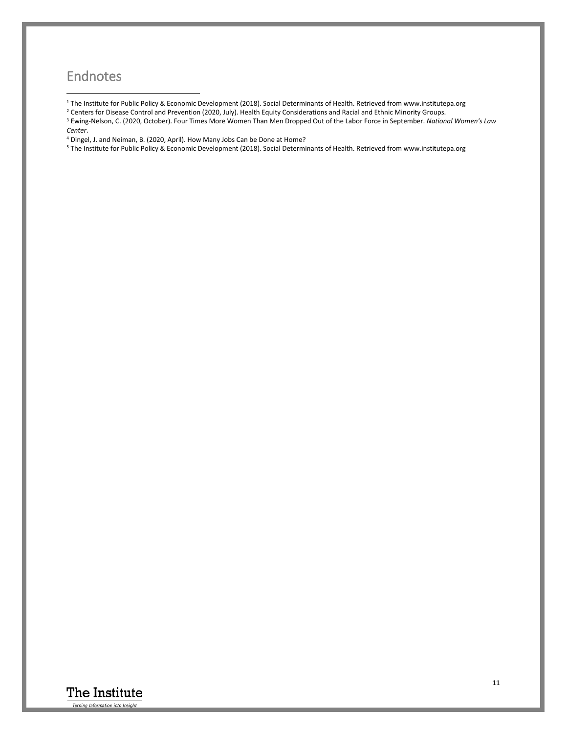## Endnotes

[1] The Institute for Public Policy & Economic Development (2018). Social Determinants of Health. Retrieved from www.institutepa.org

[2] Centers for Disease Control and Prevention (2020, July). Health Equity Considerations and Racial and Ethnic Minority Groups.

[3] Ewing-Nelson, C. (2020, October). Four Times More Women Than Men Dropped Out of the Labor Force in September. *National Women's Law Center*.

[4] Dingel, J. and Neiman, B. (2020, April). How Many Jobs Can be Done at Home?

[5] The Institute for Public Policy & Economic Development (2018). Social Determinants of Health. Retrieved from www.institutepa.org